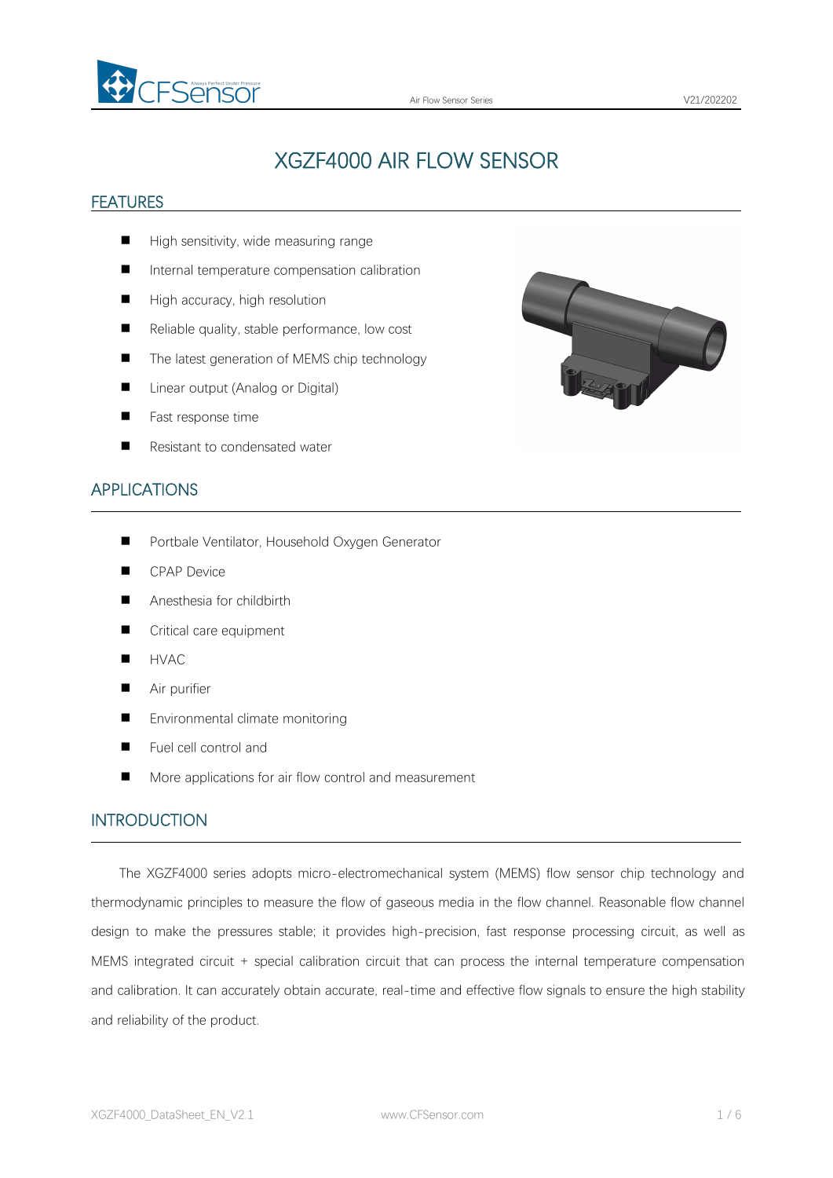# XGZF4000 AIR FLOW SENSOR

## FEATURES

- High sensitivity, wide measuring range
- Internal temperature compensation calibration
- High accuracy, high resolution
- Reliable quality, stable performance, low cost
- The latest generation of MEMS chip technology
- Linear output (Analog or Digital)
- Fast response time
- Resistant to condensated water

## APPLICATIONS

- Portbale Ventilator, Household Oxygen Generator
- CPAP Device
- Anesthesia for childbirth
- Critical care equipment
- HVAC
- Air purifier
- Environmental climate monitoring
- Fuel cell control and
- More applications for air flow control and measurement

## INTRODUCTION

The XGZF4000 series adopts micro-electromechanical system (MEMS) flow sensor chip technology and thermodynamic principles to measure the flow of gaseous media in the flow channel. Reasonable flow channel design to make the pressures stable; it provides high-precision, fast response processing circuit, as well as MEMS integrated circuit + special calibration circuit that can process the internal temperature compensation and calibration. It can accurately obtain accurate, real-time and effective flow signals to ensure the high stability and reliability of the product.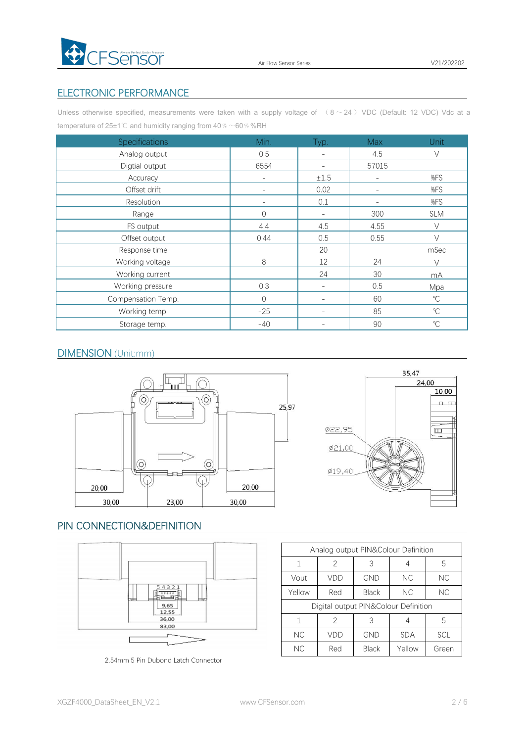## ELECTRONIC PERFORMANCE

Unless otherwise specified, measurements were taken with a supply voltage of （8～24）VDC (Default: 12 VDC) Vdc at a temperature of 25±1℃ and humidity ranging from 40％～60％%RH

| Specifications | Min. | Typ. | Max | Unit |
|---|---|---|---|---|
| Analog output | 0.5 | - | 4.5 | V |
| Digtial output | 6554 | - | 57015 | |
| Accuracy | - | ±1.5 | - | %FS |
| Offset drift | - | 0.02 | - | %FS |
| Resolution | - | 0.1 | - | %FS |
| Range | 0 | - | 300 | SLM |
| FS output | 4.4 | 4.5 | 4.55 | V |
| Offset output | 0.44 | 0.5 | 0.55 | V |
| Response time | | 20 | | mSec |
| Working voltage | 8 | 12 | 24 | V |
| Working current | | 24 | 30 | mA |
| Working pressure | 0.3 | - | 0.5 | Mpa |
| Compensation Temp. | 0 | - | 60 | ℃ |
| Working temp. | -25 | - | 85 | ℃ |
| Storage temp. | -40 | - | 90 | ℃ |

## DIMENSION (Unit:mm)

25,97
20,00
20,00
30,00
23,00
30,00
35,47
24,00
10,00
Ø22,95
Ø21,00
Ø19,40

## PIN CONNECTION&DEFINITION

5 4 3 2 1
9,65
12,55
36,00
83,00

2.54mm 5 Pin Dubond Latch Connector

| Analog output PIN&Colour Definition | | | | |
|---|---|---|---|---|
| 1 | 2 | 3 | 4 | 5 |
| Vout | VDD | GND | NC | NC |
| Yellow | Red | Black | NC | NC |
| Digital output PIN&Colour Definition | | | | |
| 1 | 2 | 3 | 4 | 5 |
| NC | VDD | GND | SDA | SCL |
| NC | Red | Black | Yellow | Green |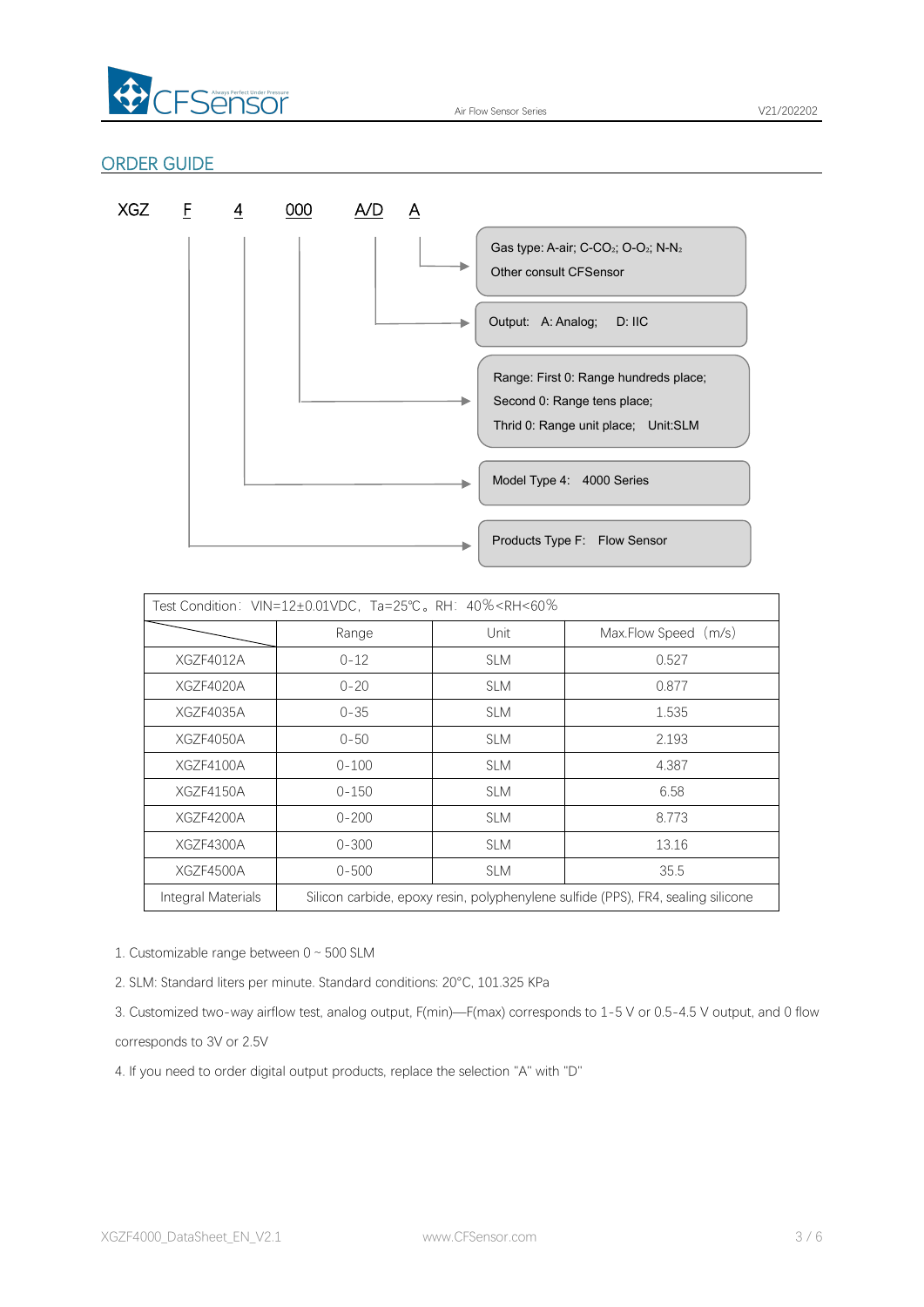## ORDER GUIDE

XGZ F 4 000 A/D A

- Gas type: A-air; C-$CO_2$; O-$O_2$; N-$N_2$
  Other consult CFSensor
- Output: A: Analog; D: IIC
- Range: First 0: Range hundreds place;
  Second 0: Range tens place;
  Thrid 0: Range unit place; Unit:SLM
- Model Type 4: 4000 Series
- Products Type F: Flow Sensor

| Test Condition: VIN=12±0.01VDC, Ta=25℃。RH: 40%<RH<60% | | | |
|---|---|---|---|
| | Range | Unit | Max.Flow Speed (m/s) |
| XGZF4012A | 0-12 | SLM | 0.527 |
| XGZF4020A | 0-20 | SLM | 0.877 |
| XGZF4035A | 0-35 | SLM | 1.535 |
| XGZF4050A | 0-50 | SLM | 2.193 |
| XGZF4100A | 0-100 | SLM | 4.387 |
| XGZF4150A | 0-150 | SLM | 6.58 |
| XGZF4200A | 0-200 | SLM | 8.773 |
| XGZF4300A | 0-300 | SLM | 13.16 |
| XGZF4500A | 0-500 | SLM | 35.5 |
| Integral Materials | Silicon carbide, epoxy resin, polyphenylene sulfide (PPS), FR4, sealing silicone | | |

1. Customizable range between 0 ~ 500 SLM
2. SLM: Standard liters per minute. Standard conditions: 20°C, 101.325 KPa
3. Customized two-way airflow test, analog output, F(min)—F(max) corresponds to 1-5 V or 0.5-4.5 V output, and 0 flow corresponds to 3V or 2.5V
4. If you need to order digital output products, replace the selection "A" with "D"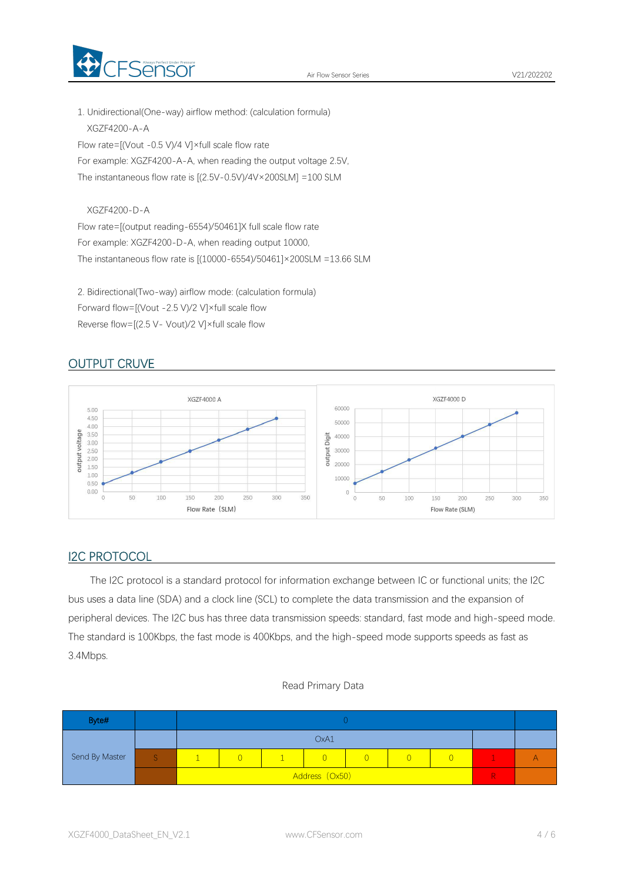1. Unidirectional(One-way) airflow method: (calculation formula)

XGZF4200-A-A

Flow rate=[(Vout -0.5 V)/4 V]×full scale flow rate

For example: XGZF4200-A-A, when reading the output voltage 2.5V,

The instantaneous flow rate is [(2.5V-0.5V)/4V×200SLM] =100 SLM

XGZF4200-D-A

Flow rate=[(output reading-6554)/50461]X full scale flow rate

For example: XGZF4200-D-A, when reading output 10000,

The instantaneous flow rate is [(10000-6554)/50461]×200SLM =13.66 SLM

2. Bidirectional(Two-way) airflow mode: (calculation formula)

Forward flow=[(Vout -2.5 V)/2 V]×full scale flow

Reverse flow=[(2.5 V- Vout)/2 V]×full scale flow

## OUTPUT CRUVE

XGZF4000 A

output voltage: 0.00, 0.50, 1.00, 1.50, 2.00, 2.50, 3.00, 3.50, 4.00, 4.50, 5.00

Flow Rate (SLM): 0, 50, 100, 150, 200, 250, 300, 350

XGZF4000 D

output Digit: 0, 10000, 20000, 30000, 40000, 50000, 60000

Flow Rate (SLM): 0, 50, 100, 150, 200, 250, 300, 350

## I2C PROTOCOL

The I2C protocol is a standard protocol for information exchange between IC or functional units; the I2C bus uses a data line (SDA) and a clock line (SCL) to complete the data transmission and the expansion of peripheral devices. The I2C bus has three data transmission speeds: standard, fast mode and high-speed mode. The standard is 100Kbps, the fast mode is 400Kbps, and the high-speed mode supports speeds as fast as 3.4Mbps.

Read Primary Data

| Byte# | | 0 | | | | | | | | |
|---|---|---|---|---|---|---|---|---|---|---|
| Send By Master | | OxA1 | | | | | | | | |
| | S | 1 | 0 | 1 | 0 | 0 | 0 | 0 | 1 | A |
| | | Address（Ox50） | | | | | | | R | |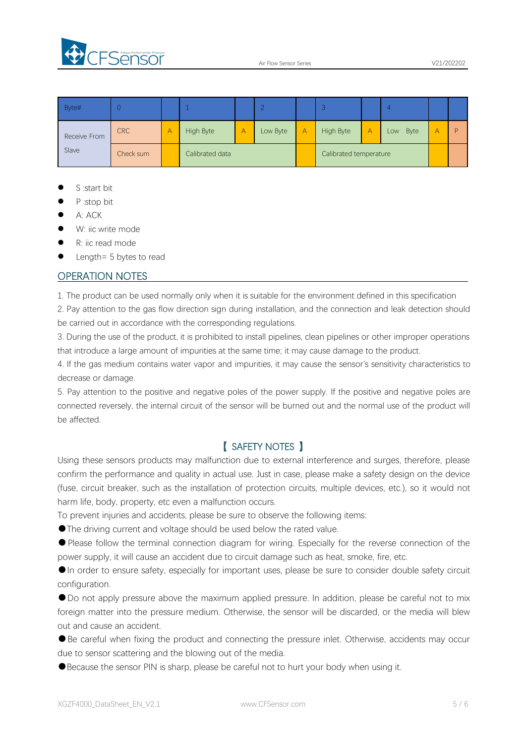| Byte# | 0 | | 1 | | 2 | | 3 | | 4 | | |
|---|---|---|---|---|---|---|---|---|---|---|---|
| Receive From Slave | CRC | A | High Byte | A | Low Byte | A | High Byte | A | Low Byte | A | P |
| | Check sum | | Calibrated data | | | | Calibrated temperature | | | | |

- S :start bit
- P :stop bit
- A: ACK
- W: iic write mode
- R: iic read mode
- Length= 5 bytes to read

## OPERATION NOTES

1. The product can be used normally only when it is suitable for the environment defined in this specification
2. Pay attention to the gas flow direction sign during installation, and the connection and leak detection should be carried out in accordance with the corresponding regulations.
3. During the use of the product, it is prohibited to install pipelines, clean pipelines or other improper operations that introduce a large amount of impurities at the same time; it may cause damage to the product.
4. If the gas medium contains water vapor and impurities, it may cause the sensor's sensitivity characteristics to decrease or damage.
5. Pay attention to the positive and negative poles of the power supply. If the positive and negative poles are connected reversely, the internal circuit of the sensor will be burned out and the normal use of the product will be affected.

## 【 SAFETY NOTES 】

Using these sensors products may malfunction due to external interference and surges, therefore, please confirm the performance and quality in actual use. Just in case, please make a safety design on the device (fuse, circuit breaker, such as the installation of protection circuits, multiple devices, etc.), so it would not harm life, body, property, etc even a malfunction occurs.

To prevent injuries and accidents, please be sure to observe the following items:

- The driving current and voltage should be used below the rated value.
- Please follow the terminal connection diagram for wiring. Especially for the reverse connection of the power supply, it will cause an accident due to circuit damage such as heat, smoke, fire, etc.
- In order to ensure safety, especially for important uses, please be sure to consider double safety circuit configuration.
- Do not apply pressure above the maximum applied pressure. In addition, please be careful not to mix foreign matter into the pressure medium. Otherwise, the sensor will be discarded, or the media will blew out and cause an accident.
- Be careful when fixing the product and connecting the pressure inlet. Otherwise, accidents may occur due to sensor scattering and the blowing out of the media.
- Because the sensor PIN is sharp, please be careful not to hurt your body when using it.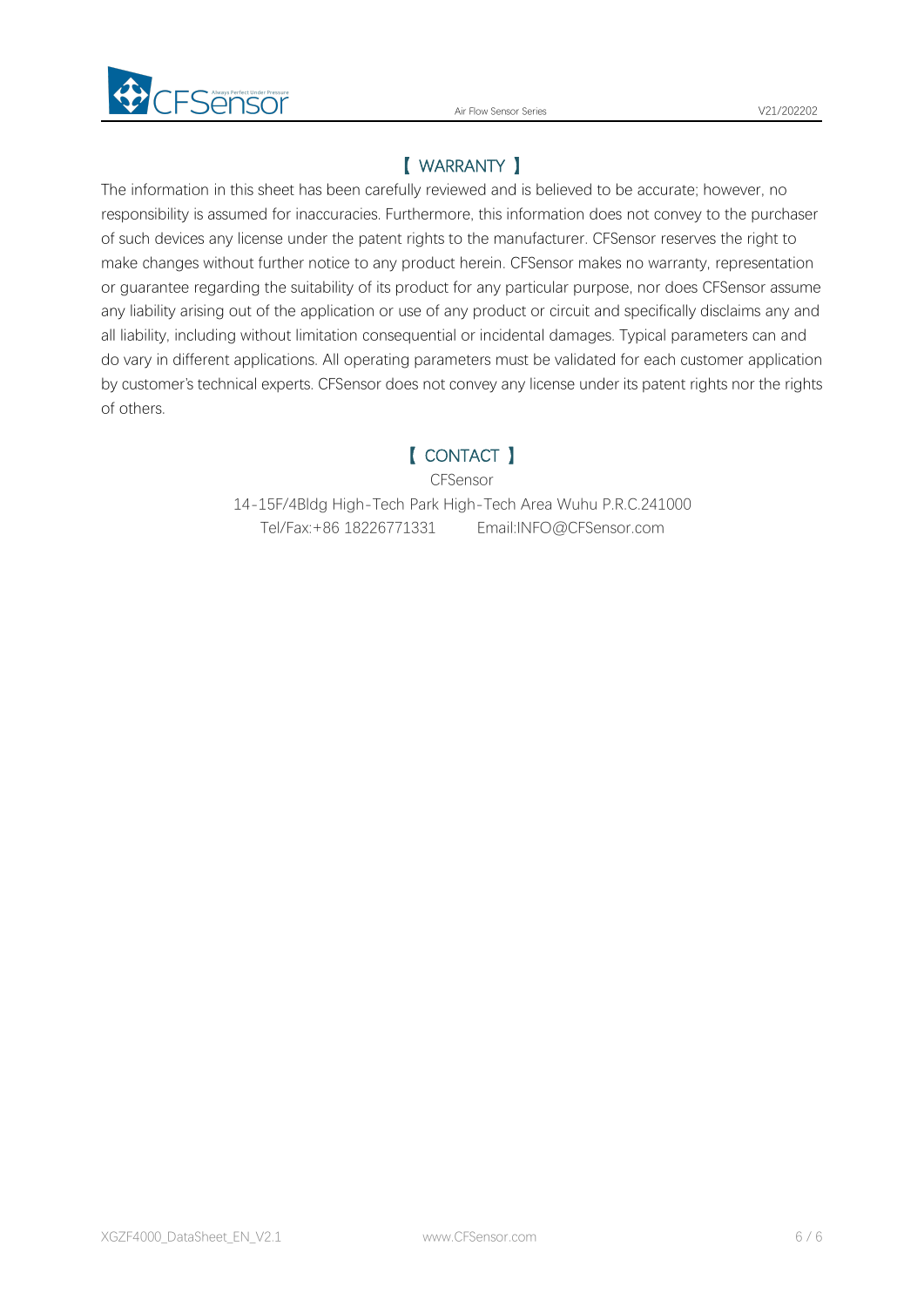## 【 WARRANTY 】

The information in this sheet has been carefully reviewed and is believed to be accurate; however, no responsibility is assumed for inaccuracies. Furthermore, this information does not convey to the purchaser of such devices any license under the patent rights to the manufacturer. CFSensor reserves the right to make changes without further notice to any product herein. CFSensor makes no warranty, representation or guarantee regarding the suitability of its product for any particular purpose, nor does CFSensor assume any liability arising out of the application or use of any product or circuit and specifically disclaims any and all liability, including without limitation consequential or incidental damages. Typical parameters can and do vary in different applications. All operating parameters must be validated for each customer application by customer's technical experts. CFSensor does not convey any license under its patent rights nor the rights of others.

## 【 CONTACT 】

CFSensor

14-15F/4Bldg High-Tech Park High-Tech Area Wuhu P.R.C.241000

Tel/Fax:+86 18226771331 Email:INFO@CFSensor.com